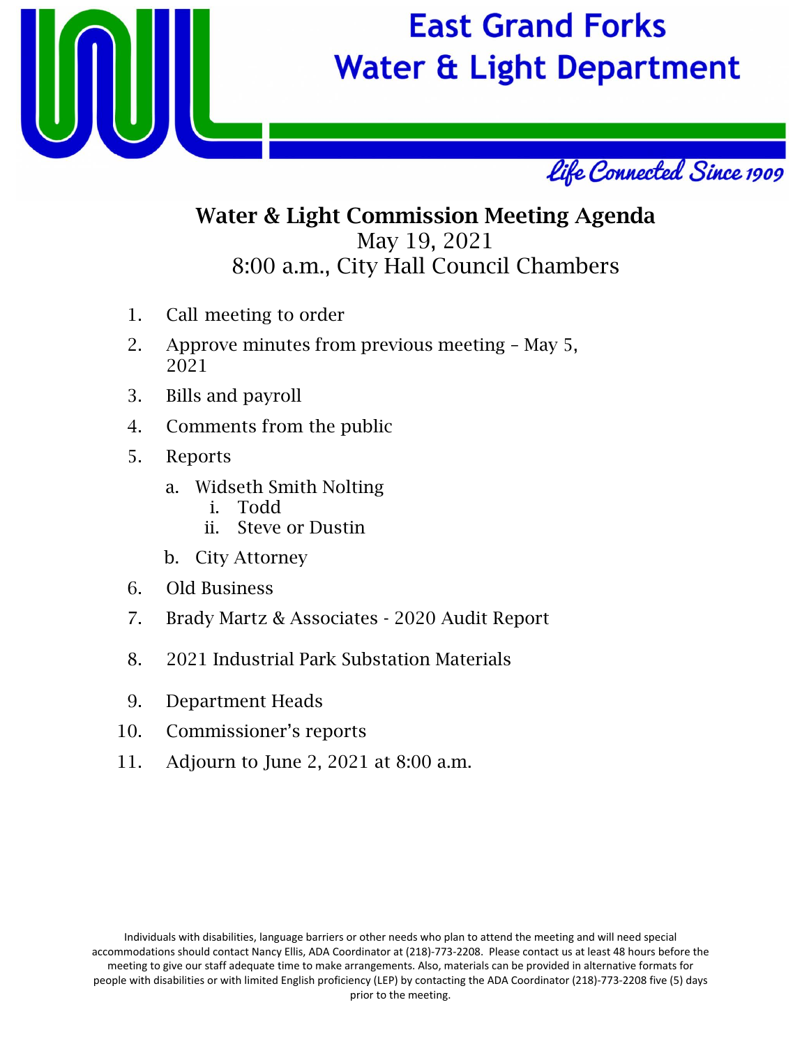# East Grand Forks Water & Light Department

*Life Connected Since 1909*

## Water & Light Commission Meeting Agenda

May 19, 2021

8:00 a.m., City Hall Council Chambers

1. Call meeting to order
2. Approve minutes from previous meeting – May 5, 2021
3. Bills and payroll
4. Comments from the public
5. Reports
   a. Widseth Smith Nolting
      i. Todd
      ii. Steve or Dustin
   b. City Attorney
6. Old Business
7. Brady Martz & Associates - 2020 Audit Report
8. 2021 Industrial Park Substation Materials
9. Department Heads
10. Commissioner's reports
11. Adjourn to June 2, 2021 at 8:00 a.m.

Individuals with disabilities, language barriers or other needs who plan to attend the meeting and will need special accommodations should contact Nancy Ellis, ADA Coordinator at (218)-773-2208. Please contact us at least 48 hours before the meeting to give our staff adequate time to make arrangements. Also, materials can be provided in alternative formats for people with disabilities or with limited English proficiency (LEP) by contacting the ADA Coordinator (218)-773-2208 five (5) days prior to the meeting.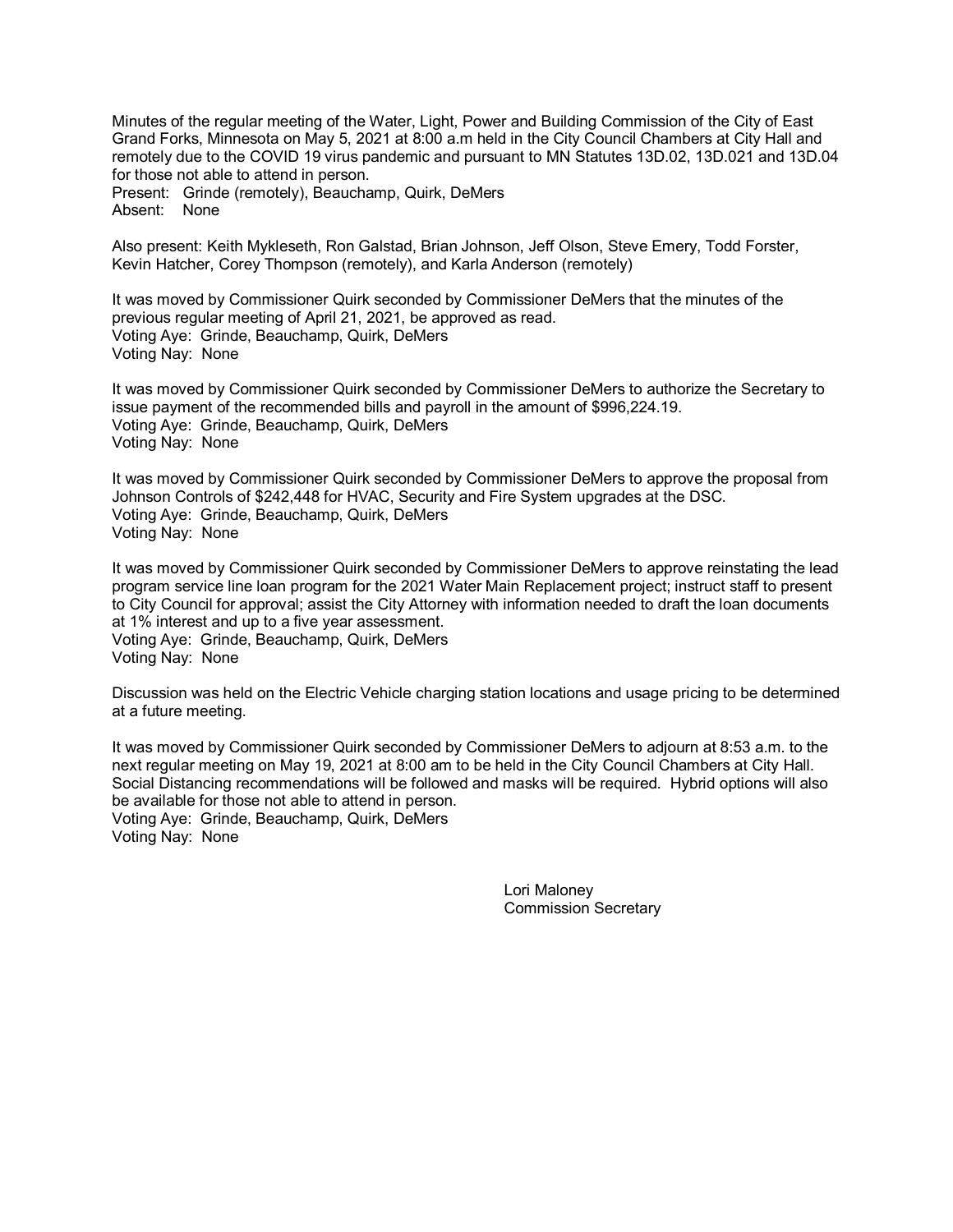Minutes of the regular meeting of the Water, Light, Power and Building Commission of the City of East Grand Forks, Minnesota on May 5, 2021 at 8:00 a.m held in the City Council Chambers at City Hall and remotely due to the COVID 19 virus pandemic and pursuant to MN Statutes 13D.02, 13D.021 and 13D.04 for those not able to attend in person.
Present: Grinde (remotely), Beauchamp, Quirk, DeMers
Absent: None

Also present: Keith Mykleseth, Ron Galstad, Brian Johnson, Jeff Olson, Steve Emery, Todd Forster, Kevin Hatcher, Corey Thompson (remotely), and Karla Anderson (remotely)

It was moved by Commissioner Quirk seconded by Commissioner DeMers that the minutes of the previous regular meeting of April 21, 2021, be approved as read.
Voting Aye: Grinde, Beauchamp, Quirk, DeMers
Voting Nay: None

It was moved by Commissioner Quirk seconded by Commissioner DeMers to authorize the Secretary to issue payment of the recommended bills and payroll in the amount of $996,224.19.
Voting Aye: Grinde, Beauchamp, Quirk, DeMers
Voting Nay: None

It was moved by Commissioner Quirk seconded by Commissioner DeMers to approve the proposal from Johnson Controls of $242,448 for HVAC, Security and Fire System upgrades at the DSC.
Voting Aye: Grinde, Beauchamp, Quirk, DeMers
Voting Nay: None

It was moved by Commissioner Quirk seconded by Commissioner DeMers to approve reinstating the lead program service line loan program for the 2021 Water Main Replacement project; instruct staff to present to City Council for approval; assist the City Attorney with information needed to draft the loan documents at 1% interest and up to a five year assessment.
Voting Aye: Grinde, Beauchamp, Quirk, DeMers
Voting Nay: None

Discussion was held on the Electric Vehicle charging station locations and usage pricing to be determined at a future meeting.

It was moved by Commissioner Quirk seconded by Commissioner DeMers to adjourn at 8:53 a.m. to the next regular meeting on May 19, 2021 at 8:00 am to be held in the City Council Chambers at City Hall. Social Distancing recommendations will be followed and masks will be required. Hybrid options will also be available for those not able to attend in person.
Voting Aye: Grinde, Beauchamp, Quirk, DeMers
Voting Nay: None

Lori Maloney
Commission Secretary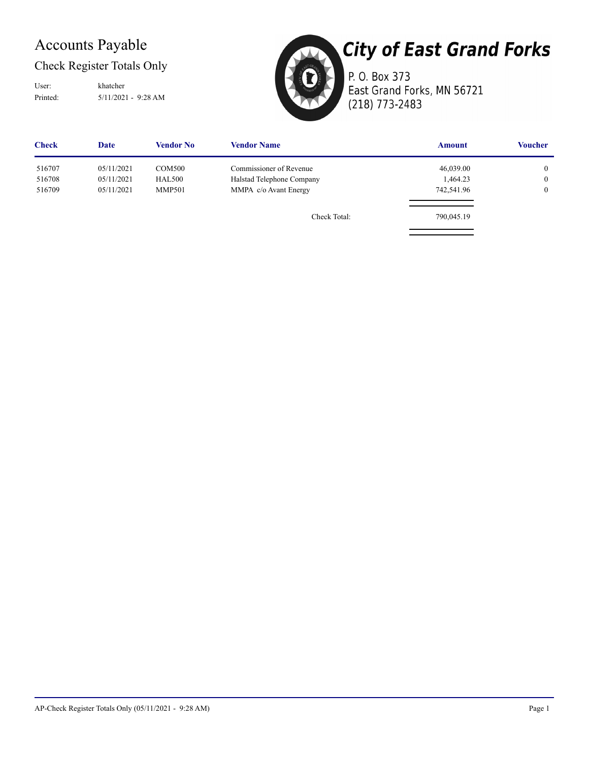# Accounts Payable

## Check Register Totals Only

User: khatcher
Printed: 5/11/2021 - 9:28 AM

**City of East Grand Forks**
P. O. Box 373
East Grand Forks, MN 56721
(218) 773-2483

| Check | Date | Vendor No | Vendor Name | Amount | Voucher |
|---|---|---|---|---|---|
| 516707 | 05/11/2021 | COM500 | Commissioner of Revenue | 46,039.00 | 0 |
| 516708 | 05/11/2021 | HAL500 | Halstad Telephone Company | 1,464.23 | 0 |
| 516709 | 05/11/2021 | MMP501 | MMPA c/o Avant Energy | 742,541.96 | 0 |
| | | | Check Total: | 790,045.19 | |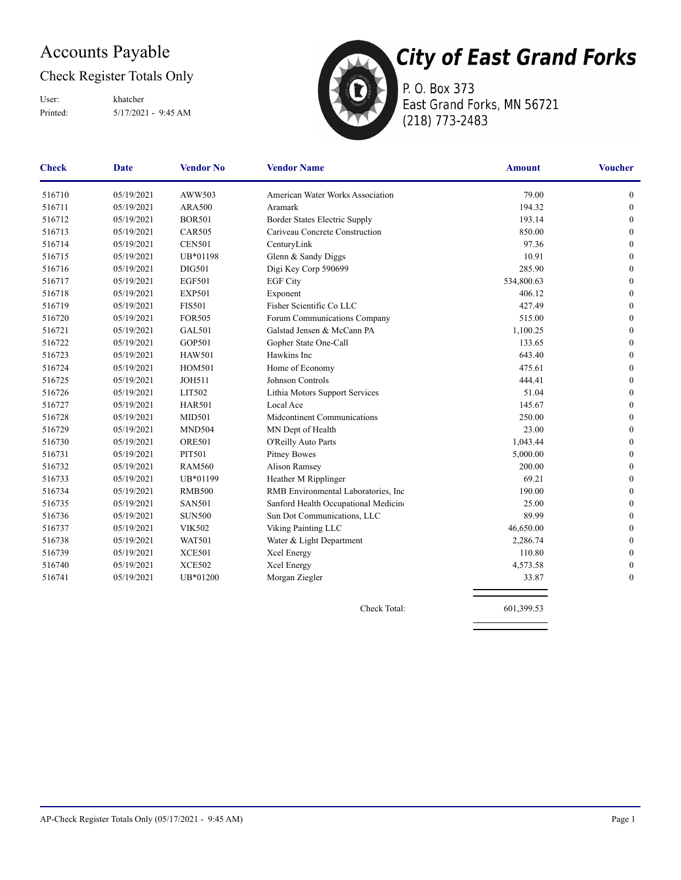# Accounts Payable

## Check Register Totals Only

User: khatcher
Printed: 5/17/2021 - 9:45 AM

**City of East Grand Forks**
P. O. Box 373
East Grand Forks, MN 56721
(218) 773-2483

| Check | Date | Vendor No | Vendor Name | Amount | Voucher |
|---|---|---|---|---|---|
| 516710 | 05/19/2021 | AWW503 | American Water Works Association | 79.00 | 0 |
| 516711 | 05/19/2021 | ARA500 | Aramark | 194.32 | 0 |
| 516712 | 05/19/2021 | BOR501 | Border States Electric Supply | 193.14 | 0 |
| 516713 | 05/19/2021 | CAR505 | Cariveau Concrete Construction | 850.00 | 0 |
| 516714 | 05/19/2021 | CEN501 | CenturyLink | 97.36 | 0 |
| 516715 | 05/19/2021 | UB*01198 | Glenn & Sandy Diggs | 10.91 | 0 |
| 516716 | 05/19/2021 | DIG501 | Digi Key Corp 590699 | 285.90 | 0 |
| 516717 | 05/19/2021 | EGF501 | EGF City | 534,800.63 | 0 |
| 516718 | 05/19/2021 | EXP501 | Exponent | 406.12 | 0 |
| 516719 | 05/19/2021 | FIS501 | Fisher Scientific Co LLC | 427.49 | 0 |
| 516720 | 05/19/2021 | FOR505 | Forum Communications Company | 515.00 | 0 |
| 516721 | 05/19/2021 | GAL501 | Galstad Jensen & McCann PA | 1,100.25 | 0 |
| 516722 | 05/19/2021 | GOP501 | Gopher State One-Call | 133.65 | 0 |
| 516723 | 05/19/2021 | HAW501 | Hawkins Inc | 643.40 | 0 |
| 516724 | 05/19/2021 | HOM501 | Home of Economy | 475.61 | 0 |
| 516725 | 05/19/2021 | JOH511 | Johnson Controls | 444.41 | 0 |
| 516726 | 05/19/2021 | LIT502 | Lithia Motors Support Services | 51.04 | 0 |
| 516727 | 05/19/2021 | HAR501 | Local Ace | 145.67 | 0 |
| 516728 | 05/19/2021 | MID501 | Midcontinent Communications | 250.00 | 0 |
| 516729 | 05/19/2021 | MND504 | MN Dept of Health | 23.00 | 0 |
| 516730 | 05/19/2021 | ORE501 | O'Reilly Auto Parts | 1,043.44 | 0 |
| 516731 | 05/19/2021 | PIT501 | Pitney Bowes | 5,000.00 | 0 |
| 516732 | 05/19/2021 | RAM560 | Alison Ramsey | 200.00 | 0 |
| 516733 | 05/19/2021 | UB*01199 | Heather M Ripplinger | 69.21 | 0 |
| 516734 | 05/19/2021 | RMB500 | RMB Environmental Laboratories, Inc | 190.00 | 0 |
| 516735 | 05/19/2021 | SAN501 | Sanford Health Occupational Medicin | 25.00 | 0 |
| 516736 | 05/19/2021 | SUN500 | Sun Dot Communications, LLC | 89.99 | 0 |
| 516737 | 05/19/2021 | VIK502 | Viking Painting LLC | 46,650.00 | 0 |
| 516738 | 05/19/2021 | WAT501 | Water & Light Department | 2,286.74 | 0 |
| 516739 | 05/19/2021 | XCE501 | Xcel Energy | 110.80 | 0 |
| 516740 | 05/19/2021 | XCE502 | Xcel Energy | 4,573.58 | 0 |
| 516741 | 05/19/2021 | UB*01200 | Morgan Ziegler | 33.87 | 0 |
| | | | Check Total: | 601,399.53 | |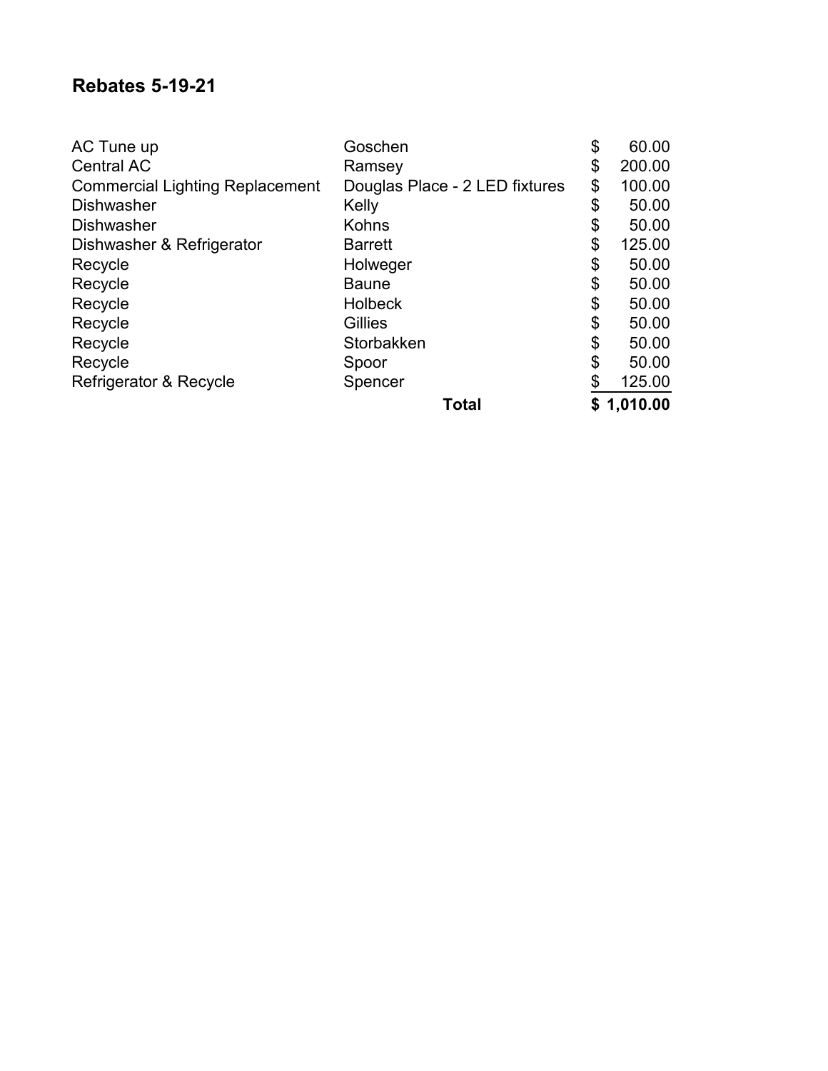## Rebates 5-19-21

| | | |
|---|---|---|
| AC Tune up | Goschen | $ 60.00 |
| Central AC | Ramsey | $ 200.00 |
| Commercial Lighting Replacement | Douglas Place - 2 LED fixtures | $ 100.00 |
| Dishwasher | Kelly | $ 50.00 |
| Dishwasher | Kohns | $ 50.00 |
| Dishwasher & Refrigerator | Barrett | $ 125.00 |
| Recycle | Holweger | $ 50.00 |
| Recycle | Baune | $ 50.00 |
| Recycle | Holbeck | $ 50.00 |
| Recycle | Gillies | $ 50.00 |
| Recycle | Storbakken | $ 50.00 |
| Recycle | Spoor | $ 50.00 |
| Refrigerator & Recycle | Spencer | $ 125.00 |
| | **Total** | **$ 1,010.00** |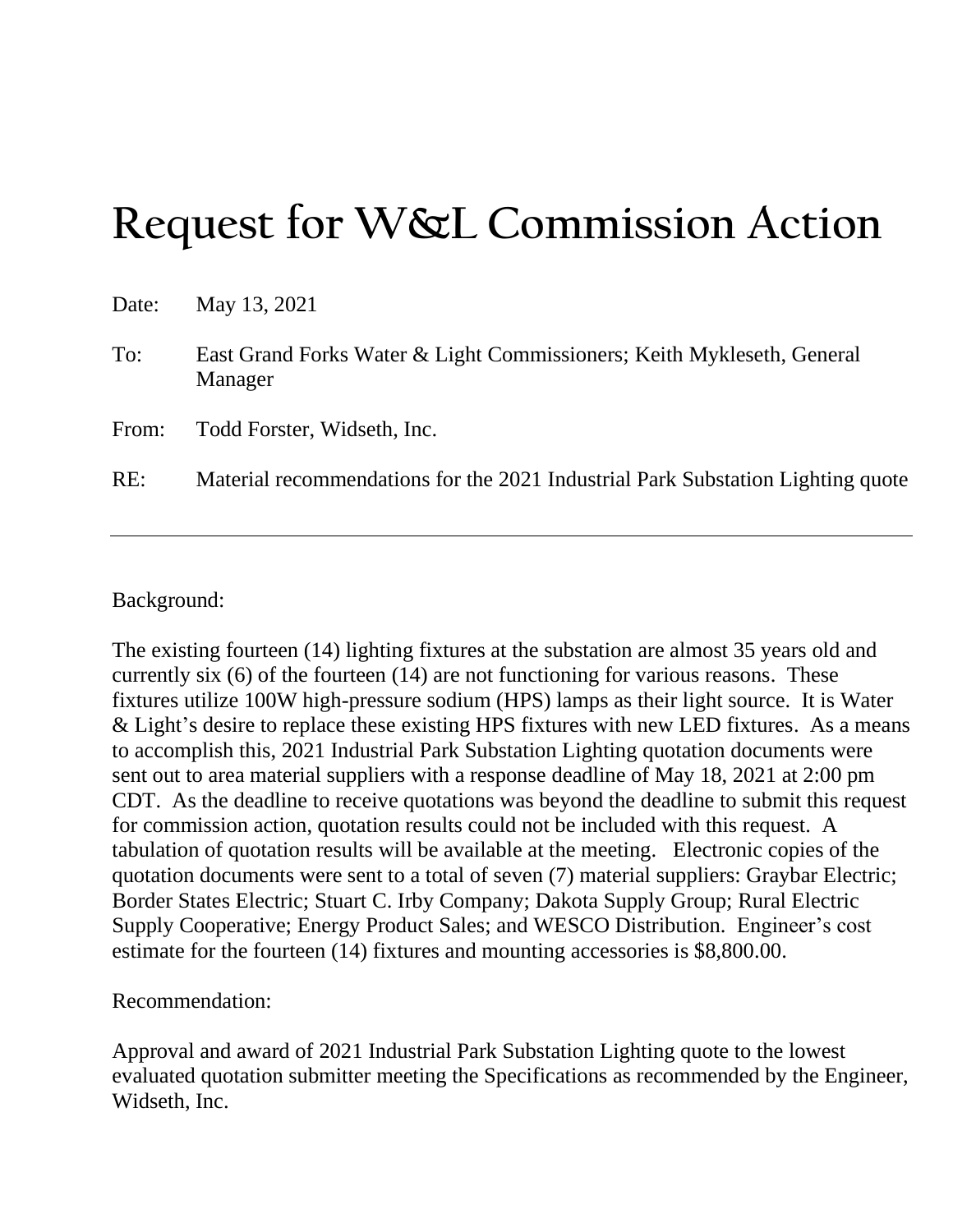# Request for W&L Commission Action

Date: May 13, 2021

To: East Grand Forks Water & Light Commissioners; Keith Mykleseth, General Manager

From: Todd Forster, Widseth, Inc.

RE: Material recommendations for the 2021 Industrial Park Substation Lighting quote

---

Background:

The existing fourteen (14) lighting fixtures at the substation are almost 35 years old and currently six (6) of the fourteen (14) are not functioning for various reasons. These fixtures utilize 100W high-pressure sodium (HPS) lamps as their light source. It is Water & Light's desire to replace these existing HPS fixtures with new LED fixtures. As a means to accomplish this, 2021 Industrial Park Substation Lighting quotation documents were sent out to area material suppliers with a response deadline of May 18, 2021 at 2:00 pm CDT. As the deadline to receive quotations was beyond the deadline to submit this request for commission action, quotation results could not be included with this request. A tabulation of quotation results will be available at the meeting. Electronic copies of the quotation documents were sent to a total of seven (7) material suppliers: Graybar Electric; Border States Electric; Stuart C. Irby Company; Dakota Supply Group; Rural Electric Supply Cooperative; Energy Product Sales; and WESCO Distribution. Engineer's cost estimate for the fourteen (14) fixtures and mounting accessories is $8,800.00.

Recommendation:

Approval and award of 2021 Industrial Park Substation Lighting quote to the lowest evaluated quotation submitter meeting the Specifications as recommended by the Engineer, Widseth, Inc.